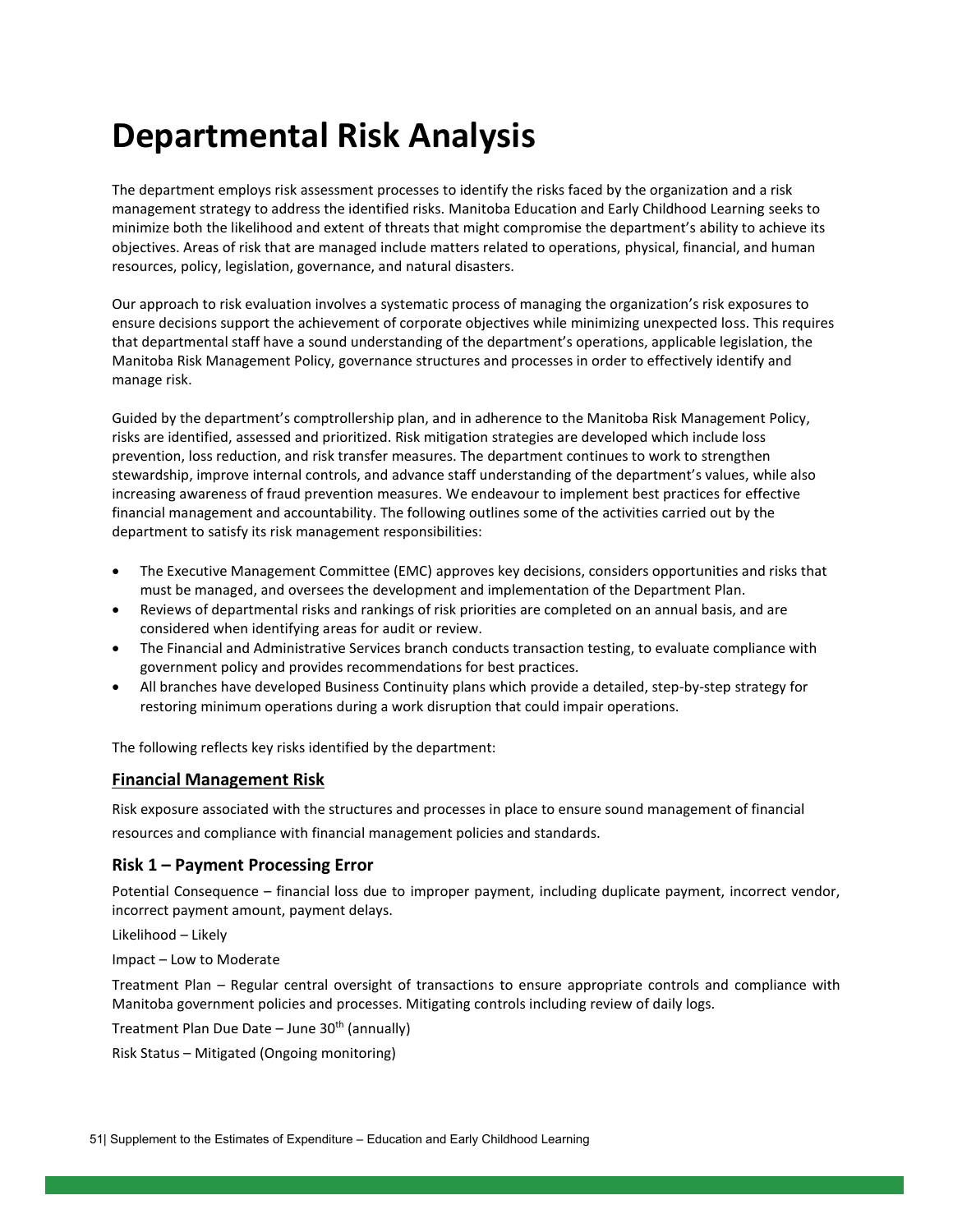# Departmental Risk Analysis

The department employs risk assessment processes to identify the risks faced by the organization and a risk management strategy to address the identified risks. Manitoba Education and Early Childhood Learning seeks to minimize both the likelihood and extent of threats that might compromise the department's ability to achieve its objectives. Areas of risk that are managed include matters related to operations, physical, financial, and human resources, policy, legislation, governance, and natural disasters.

Our approach to risk evaluation involves a systematic process of managing the organization's risk exposures to ensure decisions support the achievement of corporate objectives while minimizing unexpected loss. This requires that departmental staff have a sound understanding of the department's operations, applicable legislation, the Manitoba Risk Management Policy, governance structures and processes in order to effectively identify and manage risk.

Guided by the department's comptrollership plan, and in adherence to the Manitoba Risk Management Policy, risks are identified, assessed and prioritized. Risk mitigation strategies are developed which include loss prevention, loss reduction, and risk transfer measures. The department continues to work to strengthen stewardship, improve internal controls, and advance staff understanding of the department's values, while also increasing awareness of fraud prevention measures. We endeavour to implement best practices for effective financial management and accountability. The following outlines some of the activities carried out by the department to satisfy its risk management responsibilities:

- The Executive Management Committee (EMC) approves key decisions, considers opportunities and risks that must be managed, and oversees the development and implementation of the Department Plan.
- Reviews of departmental risks and rankings of risk priorities are completed on an annual basis, and are considered when identifying areas for audit or review.
- The Financial and Administrative Services branch conducts transaction testing, to evaluate compliance with government policy and provides recommendations for best practices.
- All branches have developed Business Continuity plans which provide a detailed, step-by-step strategy for restoring minimum operations during a work disruption that could impair operations.

The following reflects key risks identified by the department:

## Financial Management Risk

Risk exposure associated with the structures and processes in place to ensure sound management of financial resources and compliance with financial management policies and standards.

### Risk 1 – Payment Processing Error

Potential Consequence – financial loss due to improper payment, including duplicate payment, incorrect vendor, incorrect payment amount, payment delays.

Likelihood – Likely

Impact – Low to Moderate

Treatment Plan – Regular central oversight of transactions to ensure appropriate controls and compliance with Manitoba government policies and processes. Mitigating controls including review of daily logs.

Treatment Plan Due Date – June 30th (annually)

Risk Status – Mitigated (Ongoing monitoring)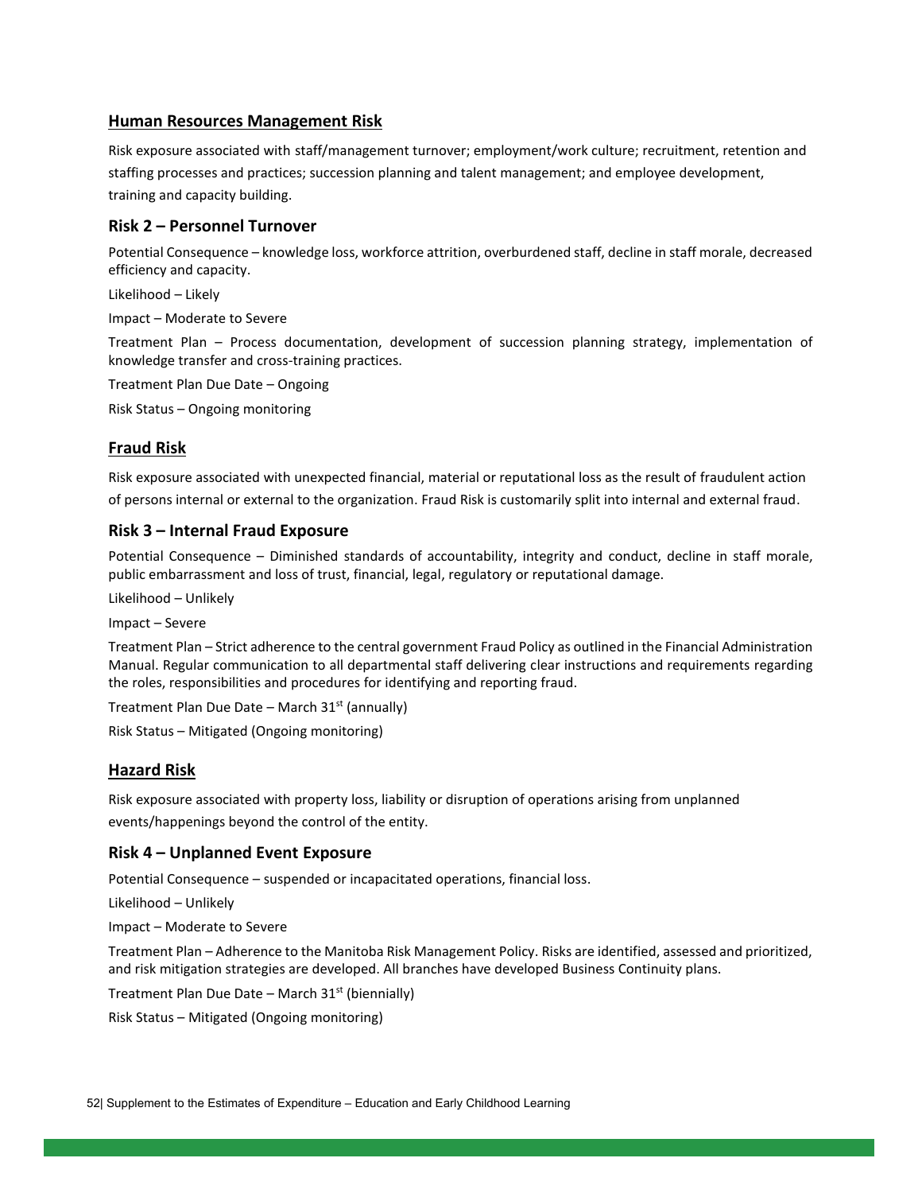## Human Resources Management Risk

Risk exposure associated with staff/management turnover; employment/work culture; recruitment, retention and staffing processes and practices; succession planning and talent management; and employee development, training and capacity building.

### Risk 2 – Personnel Turnover

Potential Consequence – knowledge loss, workforce attrition, overburdened staff, decline in staff morale, decreased efficiency and capacity.

Likelihood – Likely

Impact – Moderate to Severe

Treatment Plan – Process documentation, development of succession planning strategy, implementation of knowledge transfer and cross-training practices.

Treatment Plan Due Date – Ongoing

Risk Status – Ongoing monitoring

## Fraud Risk

Risk exposure associated with unexpected financial, material or reputational loss as the result of fraudulent action of persons internal or external to the organization. Fraud Risk is customarily split into internal and external fraud.

### Risk 3 – Internal Fraud Exposure

Potential Consequence – Diminished standards of accountability, integrity and conduct, decline in staff morale, public embarrassment and loss of trust, financial, legal, regulatory or reputational damage.

Likelihood – Unlikely

Impact – Severe

Treatment Plan – Strict adherence to the central government Fraud Policy as outlined in the Financial Administration Manual. Regular communication to all departmental staff delivering clear instructions and requirements regarding the roles, responsibilities and procedures for identifying and reporting fraud.

Treatment Plan Due Date – March 31st (annually)

Risk Status – Mitigated (Ongoing monitoring)

## Hazard Risk

Risk exposure associated with property loss, liability or disruption of operations arising from unplanned events/happenings beyond the control of the entity.

### Risk 4 – Unplanned Event Exposure

Potential Consequence – suspended or incapacitated operations, financial loss.

Likelihood – Unlikely

Impact – Moderate to Severe

Treatment Plan – Adherence to the Manitoba Risk Management Policy. Risks are identified, assessed and prioritized, and risk mitigation strategies are developed. All branches have developed Business Continuity plans.

Treatment Plan Due Date – March 31st (biennially)

Risk Status – Mitigated (Ongoing monitoring)